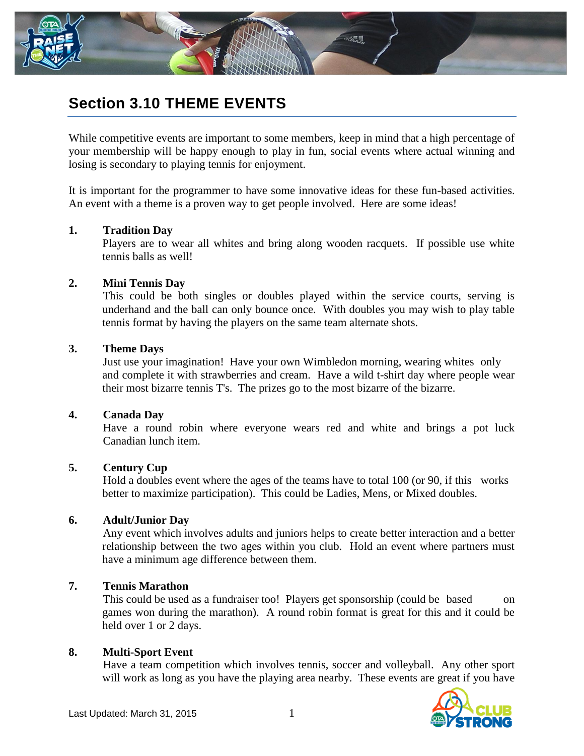# Section 3.10 THEME EVENTS

While competitive events are important to some members, keep in mind that a high percentage of your membership will be happy enough to play in fun, social events where actual winning and losing is secondary to playing tennis for enjoyment.

It is important for the programmer to have some innovative ideas for these fun-based activities. An event with a theme is a proven way to get people involved. Here are some ideas!

1. **Tradition Day**
   Players are to wear all whites and bring along wooden racquets. If possible use white tennis balls as well!

2. **Mini Tennis Day**
   This could be both singles or doubles played within the service courts, serving is underhand and the ball can only bounce once. With doubles you may wish to play table tennis format by having the players on the same team alternate shots.

3. **Theme Days**
   Just use your imagination! Have your own Wimbledon morning, wearing whites only and complete it with strawberries and cream. Have a wild t-shirt day where people wear their most bizarre tennis T's. The prizes go to the most bizarre of the bizarre.

4. **Canada Day**
   Have a round robin where everyone wears red and white and brings a pot luck Canadian lunch item.

5. **Century Cup**
   Hold a doubles event where the ages of the teams have to total 100 (or 90, if this works better to maximize participation). This could be Ladies, Mens, or Mixed doubles.

6. **Adult/Junior Day**
   Any event which involves adults and juniors helps to create better interaction and a better relationship between the two ages within you club. Hold an event where partners must have a minimum age difference between them.

7. **Tennis Marathon**
   This could be used as a fundraiser too! Players get sponsorship (could be based on games won during the marathon). A round robin format is great for this and it could be held over 1 or 2 days.

8. **Multi-Sport Event**
   Have a team competition which involves tennis, soccer and volleyball. Any other sport will work as long as you have the playing area nearby. These events are great if you have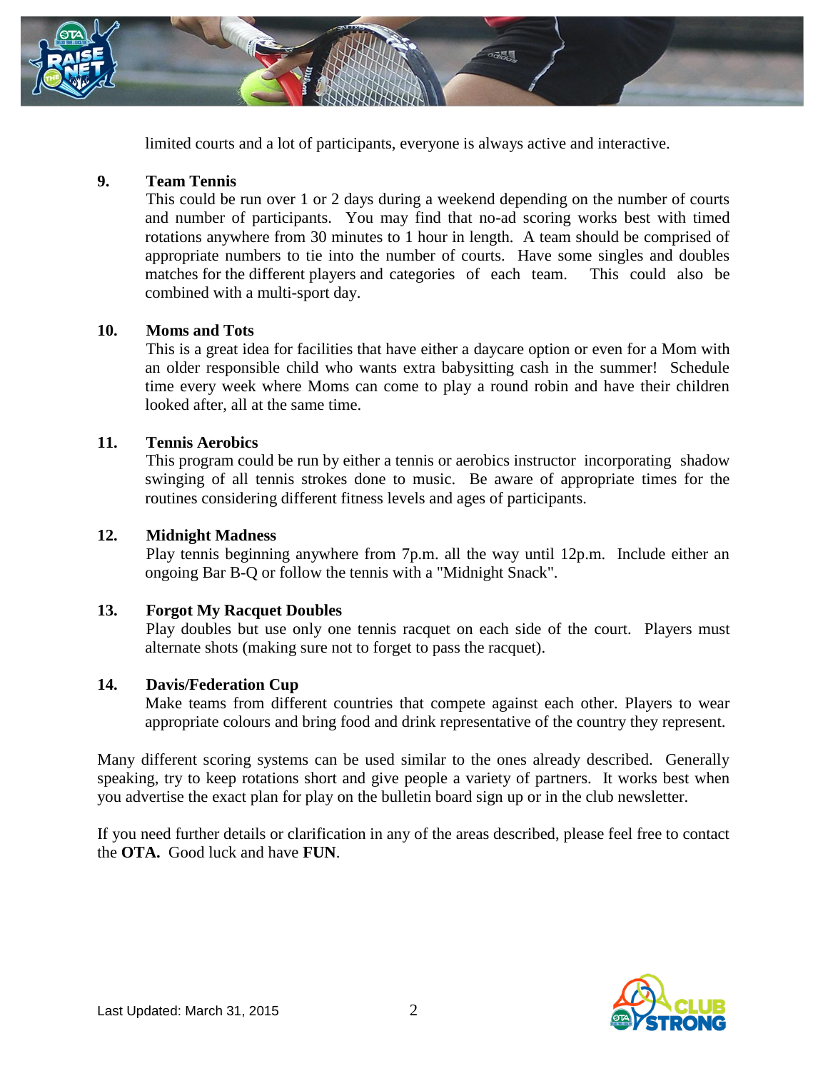limited courts and a lot of participants, everyone is always active and interactive.

**9. Team Tennis**

This could be run over 1 or 2 days during a weekend depending on the number of courts and number of participants. You may find that no-ad scoring works best with timed rotations anywhere from 30 minutes to 1 hour in length. A team should be comprised of appropriate numbers to tie into the number of courts. Have some singles and doubles matches for the different players and categories of each team. This could also be combined with a multi-sport day.

**10. Moms and Tots**

This is a great idea for facilities that have either a daycare option or even for a Mom with an older responsible child who wants extra babysitting cash in the summer! Schedule time every week where Moms can come to play a round robin and have their children looked after, all at the same time.

**11. Tennis Aerobics**

This program could be run by either a tennis or aerobics instructor incorporating shadow swinging of all tennis strokes done to music. Be aware of appropriate times for the routines considering different fitness levels and ages of participants.

**12. Midnight Madness**

Play tennis beginning anywhere from 7p.m. all the way until 12p.m. Include either an ongoing Bar B-Q or follow the tennis with a "Midnight Snack".

**13. Forgot My Racquet Doubles**

Play doubles but use only one tennis racquet on each side of the court. Players must alternate shots (making sure not to forget to pass the racquet).

**14. Davis/Federation Cup**

Make teams from different countries that compete against each other. Players to wear appropriate colours and bring food and drink representative of the country they represent.

Many different scoring systems can be used similar to the ones already described. Generally speaking, try to keep rotations short and give people a variety of partners. It works best when you advertise the exact plan for play on the bulletin board sign up or in the club newsletter.

If you need further details or clarification in any of the areas described, please feel free to contact the **OTA.** Good luck and have **FUN**.

Last Updated: March 31, 2015